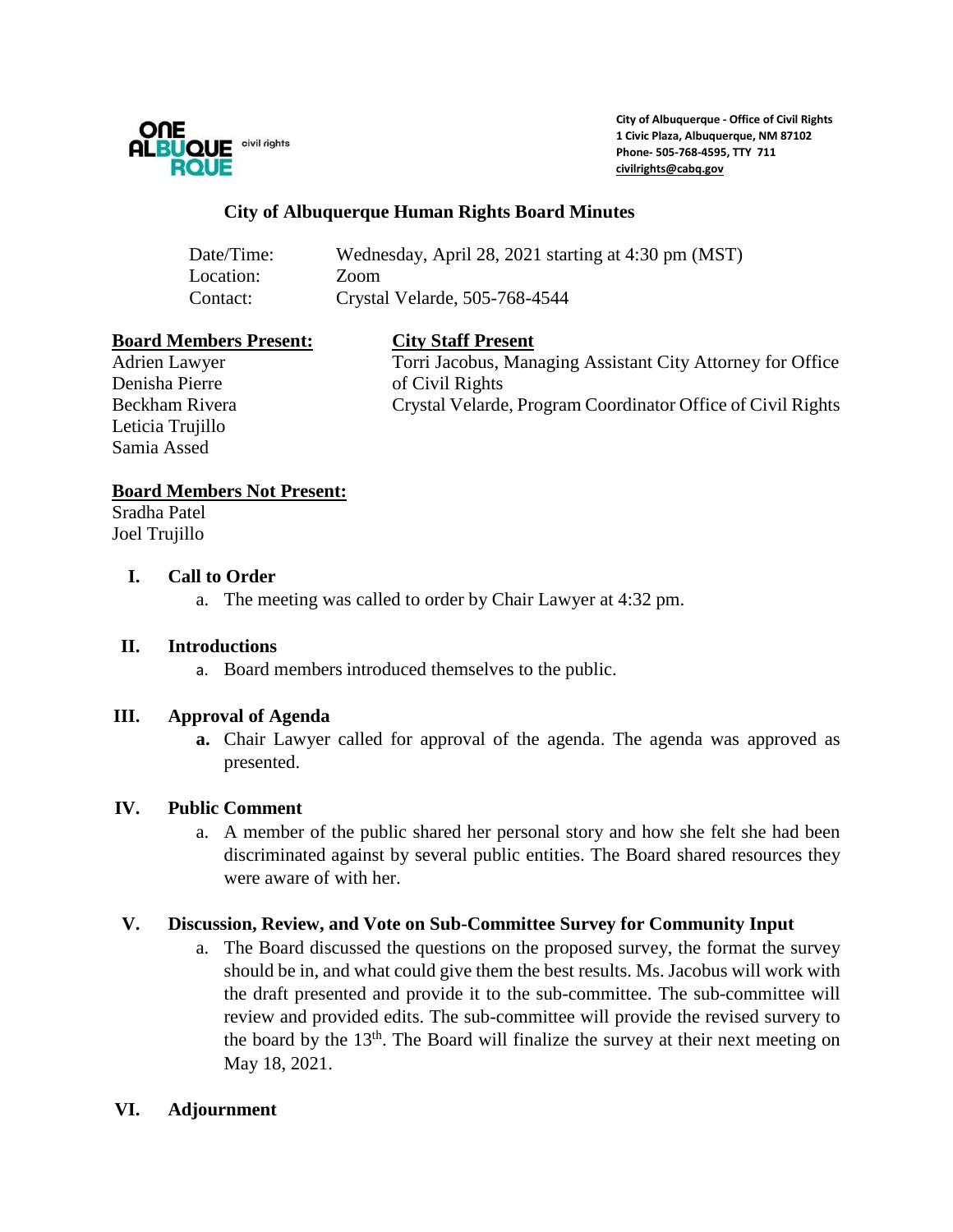City of Albuquerque - Office of Civil Rights
1 Civic Plaza, Albuquerque, NM 87102
Phone- 505-768-4595, TTY 711
civilrights@cabq.gov

# City of Albuquerque Human Rights Board Minutes

| | |
|---|---|
| Date/Time: | Wednesday, April 28, 2021 starting at 4:30 pm (MST) |
| Location: | Zoom |
| Contact: | Crystal Velarde, 505-768-4544 |

**Board Members Present:**
Adrien Lawyer
Denisha Pierre
Beckham Rivera
Leticia Trujillo
Samia Assed

**City Staff Present**
Torri Jacobus, Managing Assistant City Attorney for Office of Civil Rights
Crystal Velarde, Program Coordinator Office of Civil Rights

**Board Members Not Present:**
Sradha Patel
Joel Trujillo

## I. Call to Order

a. The meeting was called to order by Chair Lawyer at 4:32 pm.

## II. Introductions

a. Board members introduced themselves to the public.

## III. Approval of Agenda

**a.** Chair Lawyer called for approval of the agenda. The agenda was approved as presented.

## IV. Public Comment

a. A member of the public shared her personal story and how she felt she had been discriminated against by several public entities. The Board shared resources they were aware of with her.

## V. Discussion, Review, and Vote on Sub-Committee Survey for Community Input

a. The Board discussed the questions on the proposed survey, the format the survey should be in, and what could give them the best results. Ms. Jacobus will work with the draft presented and provide it to the sub-committee. The sub-committee will review and provided edits. The sub-committee will provide the revised survery to the board by the 13th. The Board will finalize the survey at their next meeting on May 18, 2021.

## VI. Adjournment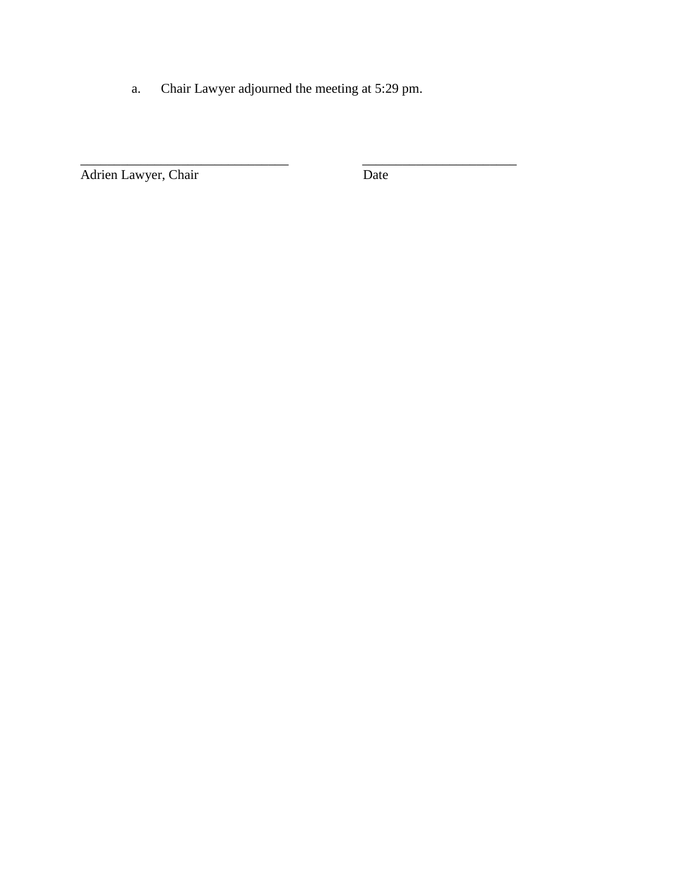a. Chair Lawyer adjourned the meeting at 5:29 pm.

\_\_\_\_\_\_\_\_\_\_\_\_\_\_\_\_\_\_\_\_\_\_\_\_\_\_\_\_\_\_\_\_ \_\_\_\_\_\_\_\_\_\_\_\_\_\_\_\_\_\_\_\_\_\_\_\_

Adrien Lawyer, Chair Date